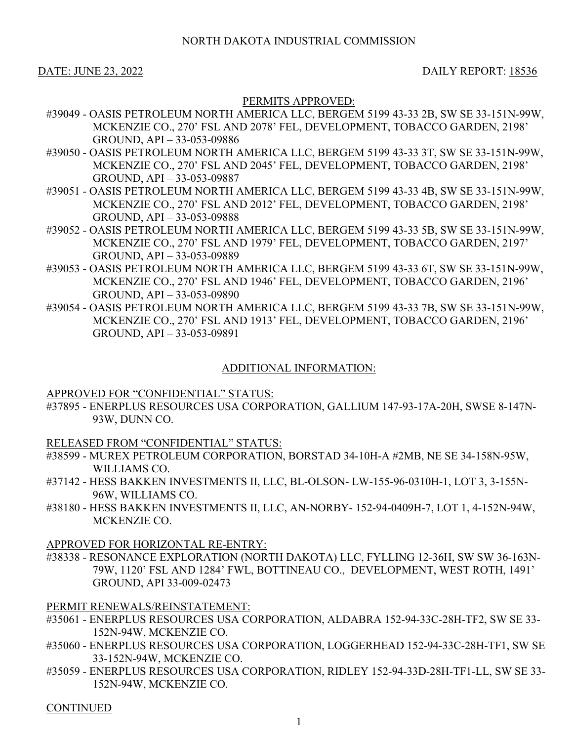NORTH DAKOTA INDUSTRIAL COMMISSION

DATE: JUNE 23, 2022 DAILY REPORT: 18536

## PERMITS APPROVED:

#39049 - OASIS PETROLEUM NORTH AMERICA LLC, BERGEM 5199 43-33 2B, SW SE 33-151N-99W, MCKENZIE CO., 270' FSL AND 2078' FEL, DEVELOPMENT, TOBACCO GARDEN, 2198' GROUND, API – 33-053-09886

#39050 - OASIS PETROLEUM NORTH AMERICA LLC, BERGEM 5199 43-33 3T, SW SE 33-151N-99W, MCKENZIE CO., 270' FSL AND 2045' FEL, DEVELOPMENT, TOBACCO GARDEN, 2198' GROUND, API – 33-053-09887

#39051 - OASIS PETROLEUM NORTH AMERICA LLC, BERGEM 5199 43-33 4B, SW SE 33-151N-99W, MCKENZIE CO., 270' FSL AND 2012' FEL, DEVELOPMENT, TOBACCO GARDEN, 2198' GROUND, API – 33-053-09888

#39052 - OASIS PETROLEUM NORTH AMERICA LLC, BERGEM 5199 43-33 5B, SW SE 33-151N-99W, MCKENZIE CO., 270' FSL AND 1979' FEL, DEVELOPMENT, TOBACCO GARDEN, 2197' GROUND, API – 33-053-09889

#39053 - OASIS PETROLEUM NORTH AMERICA LLC, BERGEM 5199 43-33 6T, SW SE 33-151N-99W, MCKENZIE CO., 270' FSL AND 1946' FEL, DEVELOPMENT, TOBACCO GARDEN, 2196' GROUND, API – 33-053-09890

#39054 - OASIS PETROLEUM NORTH AMERICA LLC, BERGEM 5199 43-33 7B, SW SE 33-151N-99W, MCKENZIE CO., 270' FSL AND 1913' FEL, DEVELOPMENT, TOBACCO GARDEN, 2196' GROUND, API – 33-053-09891

## ADDITIONAL INFORMATION:

### APPROVED FOR "CONFIDENTIAL" STATUS:

#37895 - ENERPLUS RESOURCES USA CORPORATION, GALLIUM 147-93-17A-20H, SWSE 8-147N-93W, DUNN CO.

### RELEASED FROM "CONFIDENTIAL" STATUS:

#38599 - MUREX PETROLEUM CORPORATION, BORSTAD 34-10H-A #2MB, NE SE 34-158N-95W, WILLIAMS CO.

#37142 - HESS BAKKEN INVESTMENTS II, LLC, BL-OLSON- LW-155-96-0310H-1, LOT 3, 3-155N-96W, WILLIAMS CO.

#38180 - HESS BAKKEN INVESTMENTS II, LLC, AN-NORBY- 152-94-0409H-7, LOT 1, 4-152N-94W, MCKENZIE CO.

### APPROVED FOR HORIZONTAL RE-ENTRY:

#38338 - RESONANCE EXPLORATION (NORTH DAKOTA) LLC, FYLLING 12-36H, SW SW 36-163N-79W, 1120' FSL AND 1284' FWL, BOTTINEAU CO., DEVELOPMENT, WEST ROTH, 1491' GROUND, API 33-009-02473

### PERMIT RENEWALS/REINSTATEMENT:

#35061 - ENERPLUS RESOURCES USA CORPORATION, ALDABRA 152-94-33C-28H-TF2, SW SE 33-152N-94W, MCKENZIE CO.

#35060 - ENERPLUS RESOURCES USA CORPORATION, LOGGERHEAD 152-94-33C-28H-TF1, SW SE 33-152N-94W, MCKENZIE CO.

#35059 - ENERPLUS RESOURCES USA CORPORATION, RIDLEY 152-94-33D-28H-TF1-LL, SW SE 33-152N-94W, MCKENZIE CO.

CONTINUED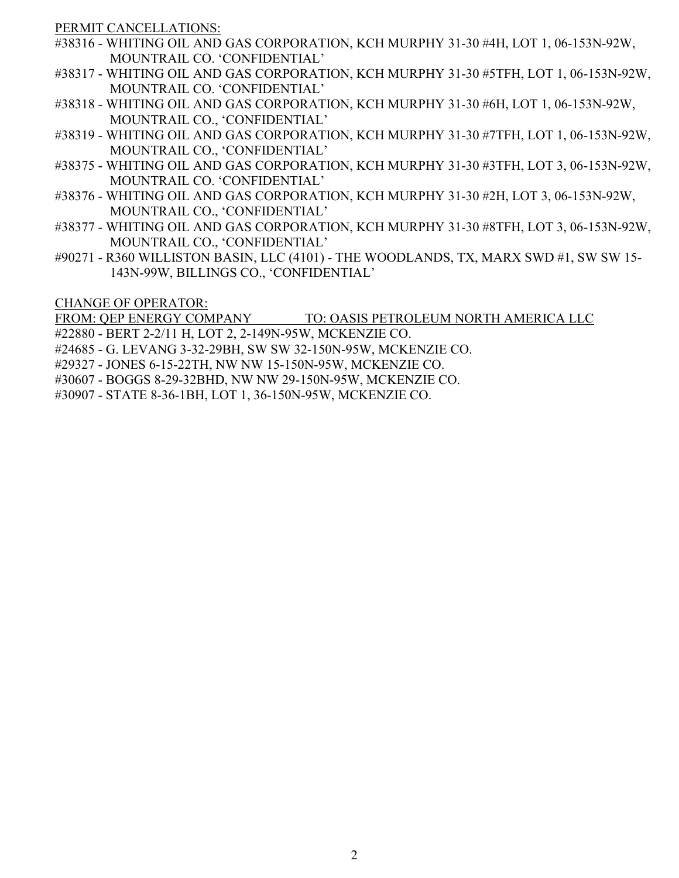PERMIT CANCELLATIONS:

#38316 - WHITING OIL AND GAS CORPORATION, KCH MURPHY 31-30 #4H, LOT 1, 06-153N-92W, MOUNTRAIL CO. 'CONFIDENTIAL'

#38317 - WHITING OIL AND GAS CORPORATION, KCH MURPHY 31-30 #5TFH, LOT 1, 06-153N-92W, MOUNTRAIL CO. 'CONFIDENTIAL'

#38318 - WHITING OIL AND GAS CORPORATION, KCH MURPHY 31-30 #6H, LOT 1, 06-153N-92W, MOUNTRAIL CO., 'CONFIDENTIAL'

#38319 - WHITING OIL AND GAS CORPORATION, KCH MURPHY 31-30 #7TFH, LOT 1, 06-153N-92W, MOUNTRAIL CO., 'CONFIDENTIAL'

#38375 - WHITING OIL AND GAS CORPORATION, KCH MURPHY 31-30 #3TFH, LOT 3, 06-153N-92W, MOUNTRAIL CO. 'CONFIDENTIAL'

#38376 - WHITING OIL AND GAS CORPORATION, KCH MURPHY 31-30 #2H, LOT 3, 06-153N-92W, MOUNTRAIL CO., 'CONFIDENTIAL'

#38377 - WHITING OIL AND GAS CORPORATION, KCH MURPHY 31-30 #8TFH, LOT 3, 06-153N-92W, MOUNTRAIL CO., 'CONFIDENTIAL'

#90271 - R360 WILLISTON BASIN, LLC (4101) - THE WOODLANDS, TX, MARX SWD #1, SW SW 15-143N-99W, BILLINGS CO., 'CONFIDENTIAL'

CHANGE OF OPERATOR:

FROM: QEP ENERGY COMPANY TO: OASIS PETROLEUM NORTH AMERICA LLC

#22880 - BERT 2-2/11 H, LOT 2, 2-149N-95W, MCKENZIE CO.

#24685 - G. LEVANG 3-32-29BH, SW SW 32-150N-95W, MCKENZIE CO.

#29327 - JONES 6-15-22TH, NW NW 15-150N-95W, MCKENZIE CO.

#30607 - BOGGS 8-29-32BHD, NW NW 29-150N-95W, MCKENZIE CO.

#30907 - STATE 8-36-1BH, LOT 1, 36-150N-95W, MCKENZIE CO.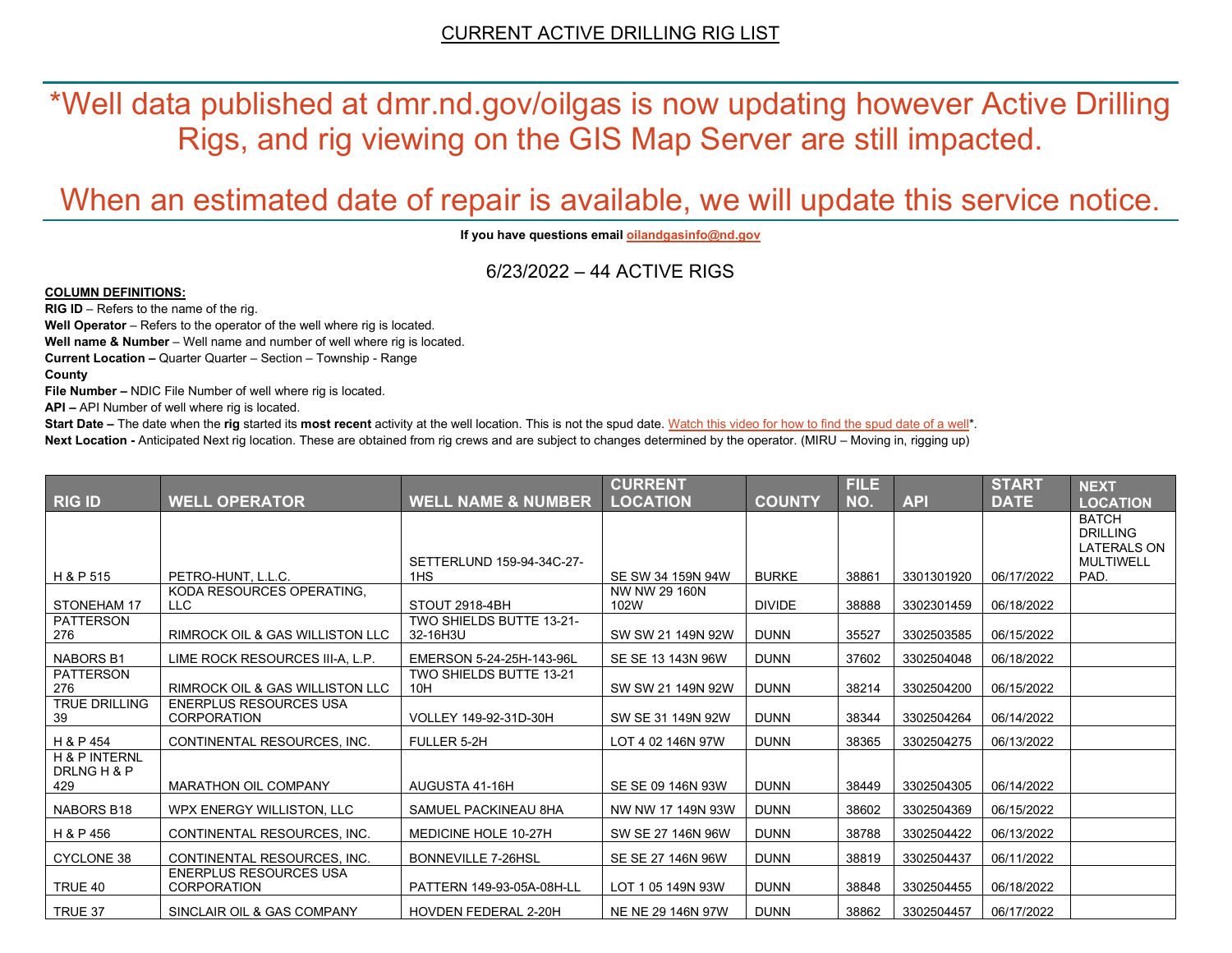CURRENT ACTIVE DRILLING RIG LIST

*Well data published at dmr.nd.gov/oilgas is now updating however Active Drilling Rigs, and rig viewing on the GIS Map Server are still impacted.

When an estimated date of repair is available, we will update this service notice.

**If you have questions email oilandgasinfo@nd.gov**

6/23/2022 – 44 ACTIVE RIGS

**COLUMN DEFINITIONS:**

**RIG ID** – Refers to the name of the rig.

**Well Operator** – Refers to the operator of the well where rig is located.

**Well name & Number** – Well name and number of well where rig is located.

**Current Location –** Quarter Quarter – Section – Township - Range

**County**

**File Number –** NDIC File Number of well where rig is located.

**API –** API Number of well where rig is located.

**Start Date –** The date when the **rig** started its **most recent** activity at the well location. This is not the spud date. Watch this video for how to find the spud date of a well*.

**Next Location -** Anticipated Next rig location. These are obtained from rig crews and are subject to changes determined by the operator. (MIRU – Moving in, rigging up)

| RIG ID | WELL OPERATOR | WELL NAME & NUMBER | CURRENT LOCATION | COUNTY | FILE NO. | API | START DATE | NEXT LOCATION |
|---|---|---|---|---|---|---|---|---|
| H & P 515 | PETRO-HUNT, L.L.C. | SETTERLUND 159-94-34C-27-1HS | SE SW 34 159N 94W | BURKE | 38861 | 3301301920 | 06/17/2022 | BATCH DRILLING LATERALS ON MULTIWELL PAD. |
| STONEHAM 17 | KODA RESOURCES OPERATING, LLC | STOUT 2918-4BH | NW NW 29 160N 102W | DIVIDE | 38888 | 3302301459 | 06/18/2022 | |
| PATTERSON 276 | RIMROCK OIL & GAS WILLISTON LLC | TWO SHIELDS BUTTE 13-21-32-16H3U | SW SW 21 149N 92W | DUNN | 35527 | 3302503585 | 06/15/2022 | |
| NABORS B1 | LIME ROCK RESOURCES III-A, L.P. | EMERSON 5-24-25H-143-96L | SE SE 13 143N 96W | DUNN | 37602 | 3302504048 | 06/18/2022 | |
| PATTERSON 276 | RIMROCK OIL & GAS WILLISTON LLC | TWO SHIELDS BUTTE 13-21 10H | SW SW 21 149N 92W | DUNN | 38214 | 3302504200 | 06/15/2022 | |
| TRUE DRILLING 39 | ENERPLUS RESOURCES USA CORPORATION | VOLLEY 149-92-31D-30H | SW SE 31 149N 92W | DUNN | 38344 | 3302504264 | 06/14/2022 | |
| H & P 454 | CONTINENTAL RESOURCES, INC. | FULLER 5-2H | LOT 4 02 146N 97W | DUNN | 38365 | 3302504275 | 06/13/2022 | |
| H & P INTERNL DRLNG H & P 429 | MARATHON OIL COMPANY | AUGUSTA 41-16H | SE SE 09 146N 93W | DUNN | 38449 | 3302504305 | 06/14/2022 | |
| NABORS B18 | WPX ENERGY WILLISTON, LLC | SAMUEL PACKINEAU 8HA | NW NW 17 149N 93W | DUNN | 38602 | 3302504369 | 06/15/2022 | |
| H & P 456 | CONTINENTAL RESOURCES, INC. | MEDICINE HOLE 10-27H | SW SE 27 146N 96W | DUNN | 38788 | 3302504422 | 06/13/2022 | |
| CYCLONE 38 | CONTINENTAL RESOURCES, INC. | BONNEVILLE 7-26HSL | SE SE 27 146N 96W | DUNN | 38819 | 3302504437 | 06/11/2022 | |
| TRUE 40 | ENERPLUS RESOURCES USA CORPORATION | PATTERN 149-93-05A-08H-LL | LOT 1 05 149N 93W | DUNN | 38848 | 3302504455 | 06/18/2022 | |
| TRUE 37 | SINCLAIR OIL & GAS COMPANY | HOVDEN FEDERAL 2-20H | NE NE 29 146N 97W | DUNN | 38862 | 3302504457 | 06/17/2022 | |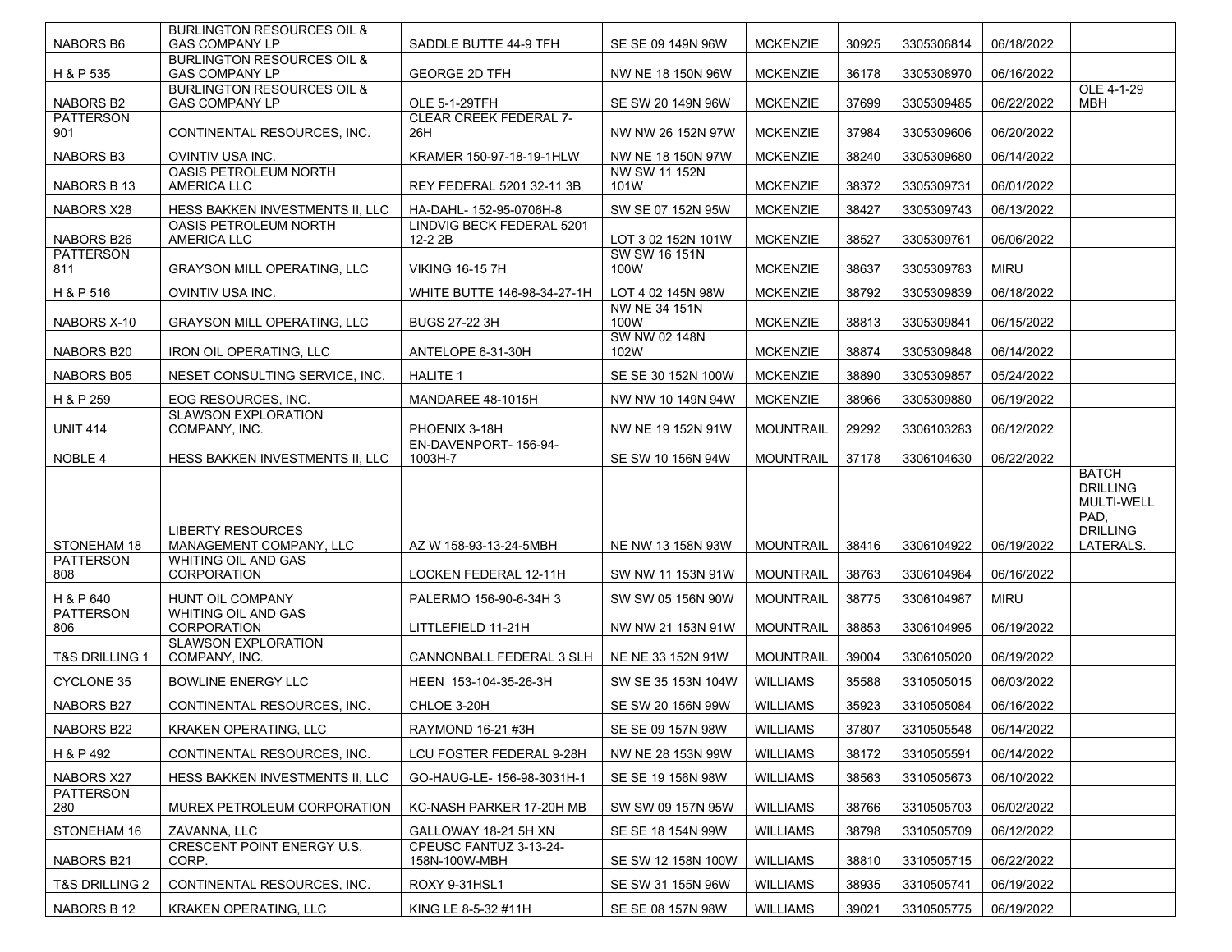| | | | | | | | | |
|---|---|---|---|---|---|---|---|---|
| NABORS B6 | BURLINGTON RESOURCES OIL & GAS COMPANY LP | SADDLE BUTTE 44-9 TFH | SE SE 09 149N 96W | MCKENZIE | 30925 | 3305306814 | 06/18/2022 | |
| H & P 535 | BURLINGTON RESOURCES OIL & GAS COMPANY LP | GEORGE 2D TFH | NW NE 18 150N 96W | MCKENZIE | 36178 | 3305308970 | 06/16/2022 | |
| NABORS B2 | BURLINGTON RESOURCES OIL & GAS COMPANY LP | OLE 5-1-29TFH | SE SW 20 149N 96W | MCKENZIE | 37699 | 3305309485 | 06/22/2022 | OLE 4-1-29 MBH |
| PATTERSON 901 | CONTINENTAL RESOURCES, INC. | CLEAR CREEK FEDERAL 7-26H | NW NW 26 152N 97W | MCKENZIE | 37984 | 3305309606 | 06/20/2022 | |
| NABORS B3 | OVINTIV USA INC. | KRAMER 150-97-18-19-1HLW | NW NE 18 150N 97W | MCKENZIE | 38240 | 3305309680 | 06/14/2022 | |
| NABORS B 13 | OASIS PETROLEUM NORTH AMERICA LLC | REY FEDERAL 5201 32-11 3B | NW SW 11 152N 101W | MCKENZIE | 38372 | 3305309731 | 06/01/2022 | |
| NABORS X28 | HESS BAKKEN INVESTMENTS II, LLC | HA-DAHL- 152-95-0706H-8 | SW SE 07 152N 95W | MCKENZIE | 38427 | 3305309743 | 06/13/2022 | |
| NABORS B26 | OASIS PETROLEUM NORTH AMERICA LLC | LINDVIG BECK FEDERAL 5201 12-2 2B | LOT 3 02 152N 101W | MCKENZIE | 38527 | 3305309761 | 06/06/2022 | |
| PATTERSON 811 | GRAYSON MILL OPERATING, LLC | VIKING 16-15 7H | SW SW 16 151N 100W | MCKENZIE | 38637 | 3305309783 | MIRU | |
| H & P 516 | OVINTIV USA INC. | WHITE BUTTE 146-98-34-27-1H | LOT 4 02 145N 98W | MCKENZIE | 38792 | 3305309839 | 06/18/2022 | |
| NABORS X-10 | GRAYSON MILL OPERATING, LLC | BUGS 27-22 3H | NW NE 34 151N 100W | MCKENZIE | 38813 | 3305309841 | 06/15/2022 | |
| NABORS B20 | IRON OIL OPERATING, LLC | ANTELOPE 6-31-30H | SW NW 02 148N 102W | MCKENZIE | 38874 | 3305309848 | 06/14/2022 | |
| NABORS B05 | NESET CONSULTING SERVICE, INC. | HALITE 1 | SE SE 30 152N 100W | MCKENZIE | 38890 | 3305309857 | 05/24/2022 | |
| H & P 259 | EOG RESOURCES, INC. | MANDAREE 48-1015H | NW NW 10 149N 94W | MCKENZIE | 38966 | 3305309880 | 06/19/2022 | |
| UNIT 414 | SLAWSON EXPLORATION COMPANY, INC. | PHOENIX 3-18H | NW NE 19 152N 91W | MOUNTRAIL | 29292 | 3306103283 | 06/12/2022 | |
| NOBLE 4 | HESS BAKKEN INVESTMENTS II, LLC | EN-DAVENPORT- 156-94-1003H-7 | SE SW 10 156N 94W | MOUNTRAIL | 37178 | 3306104630 | 06/22/2022 | |
| STONEHAM 18 | LIBERTY RESOURCES MANAGEMENT COMPANY, LLC | AZ W 158-93-13-24-5MBH | NE NW 13 158N 93W | MOUNTRAIL | 38416 | 3306104922 | 06/19/2022 | BATCH DRILLING MULTI-WELL PAD, DRILLING LATERALS. |
| PATTERSON 808 | WHITING OIL AND GAS CORPORATION | LOCKEN FEDERAL 12-11H | SW NW 11 153N 91W | MOUNTRAIL | 38763 | 3306104984 | 06/16/2022 | |
| H & P 640 | HUNT OIL COMPANY | PALERMO 156-90-6-34H 3 | SW SW 05 156N 90W | MOUNTRAIL | 38775 | 3306104987 | MIRU | |
| PATTERSON 806 | WHITING OIL AND GAS CORPORATION | LITTLEFIELD 11-21H | NW NW 21 153N 91W | MOUNTRAIL | 38853 | 3306104995 | 06/19/2022 | |
| T&S DRILLING 1 | SLAWSON EXPLORATION COMPANY, INC. | CANNONBALL FEDERAL 3 SLH | NE NE 33 152N 91W | MOUNTRAIL | 39004 | 3306105020 | 06/19/2022 | |
| CYCLONE 35 | BOWLINE ENERGY LLC | HEEN 153-104-35-26-3H | SW SE 35 153N 104W | WILLIAMS | 35588 | 3310505015 | 06/03/2022 | |
| NABORS B27 | CONTINENTAL RESOURCES, INC. | CHLOE 3-20H | SE SW 20 156N 99W | WILLIAMS | 35923 | 3310505084 | 06/16/2022 | |
| NABORS B22 | KRAKEN OPERATING, LLC | RAYMOND 16-21 #3H | SE SE 09 157N 98W | WILLIAMS | 37807 | 3310505548 | 06/14/2022 | |
| H & P 492 | CONTINENTAL RESOURCES, INC. | LCU FOSTER FEDERAL 9-28H | NW NE 28 153N 99W | WILLIAMS | 38172 | 3310505591 | 06/14/2022 | |
| NABORS X27 | HESS BAKKEN INVESTMENTS II, LLC | GO-HAUG-LE- 156-98-3031H-1 | SE SE 19 156N 98W | WILLIAMS | 38563 | 3310505673 | 06/10/2022 | |
| PATTERSON 280 | MUREX PETROLEUM CORPORATION | KC-NASH PARKER 17-20H MB | SW SW 09 157N 95W | WILLIAMS | 38766 | 3310505703 | 06/02/2022 | |
| STONEHAM 16 | ZAVANNA, LLC | GALLOWAY 18-21 5H XN | SE SE 18 154N 99W | WILLIAMS | 38798 | 3310505709 | 06/12/2022 | |
| NABORS B21 | CRESCENT POINT ENERGY U.S. CORP. | CPEUSC FANTUZ 3-13-24-158N-100W-MBH | SE SW 12 158N 100W | WILLIAMS | 38810 | 3310505715 | 06/22/2022 | |
| T&S DRILLING 2 | CONTINENTAL RESOURCES, INC. | ROXY 9-31HSL1 | SE SW 31 155N 96W | WILLIAMS | 38935 | 3310505741 | 06/19/2022 | |
| NABORS B 12 | KRAKEN OPERATING, LLC | KING LE 8-5-32 #11H | SE SE 08 157N 98W | WILLIAMS | 39021 | 3310505775 | 06/19/2022 | |